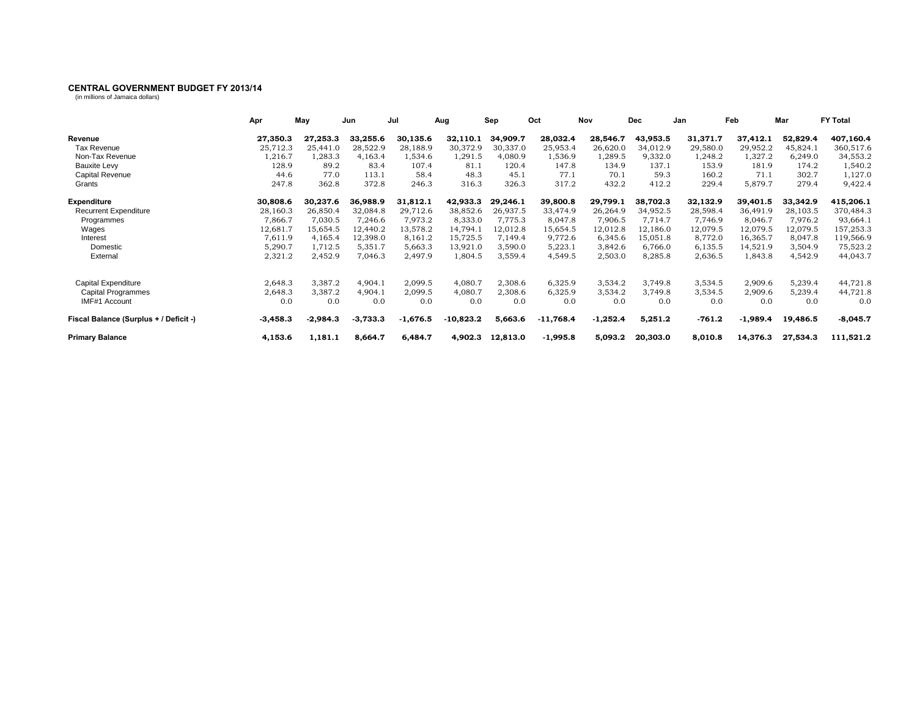**CENTRAL GOVERNMENT BUDGET FY 2013/14**
(in millions of Jamaica dollars)

| | Apr | May | Jun | Jul | Aug | Sep | Oct | Nov | Dec | Jan | Feb | Mar | FY Total |
|---|---|---|---|---|---|---|---|---|---|---|---|---|---|
| **Revenue** | **27,350.3** | **27,253.3** | **33,255.6** | **30,135.6** | **32,110.1** | **34,909.7** | **28,032.4** | **28,546.7** | **43,953.5** | **31,371.7** | **37,412.1** | **52,829.4** | **407,160.4** |
| Tax Revenue | 25,712.3 | 25,441.0 | 28,522.9 | 28,188.9 | 30,372.9 | 30,337.0 | 25,953.4 | 26,620.0 | 34,012.9 | 29,580.0 | 29,952.2 | 45,824.1 | 360,517.6 |
| Non-Tax Revenue | 1,216.7 | 1,283.3 | 4,163.4 | 1,534.6 | 1,291.5 | 4,080.9 | 1,536.9 | 1,289.5 | 9,332.0 | 1,248.2 | 1,327.2 | 6,249.0 | 34,553.2 |
| Bauxite Levy | 128.9 | 89.2 | 83.4 | 107.4 | 81.1 | 120.4 | 147.8 | 134.9 | 137.1 | 153.9 | 181.9 | 174.2 | 1,540.2 |
| Capital Revenue | 44.6 | 77.0 | 113.1 | 58.4 | 48.3 | 45.1 | 77.1 | 70.1 | 59.3 | 160.2 | 71.1 | 302.7 | 1,127.0 |
| Grants | 247.8 | 362.8 | 372.8 | 246.3 | 316.3 | 326.3 | 317.2 | 432.2 | 412.2 | 229.4 | 5,879.7 | 279.4 | 9,422.4 |
| **Expenditure** | **30,808.6** | **30,237.6** | **36,988.9** | **31,812.1** | **42,933.3** | **29,246.1** | **39,800.8** | **29,799.1** | **38,702.3** | **32,132.9** | **39,401.5** | **33,342.9** | **415,206.1** |
| Recurrent Expenditure | 28,160.3 | 26,850.4 | 32,084.8 | 29,712.6 | 38,852.6 | 26,937.5 | 33,474.9 | 26,264.9 | 34,952.5 | 28,598.4 | 36,491.9 | 28,103.5 | 370,484.3 |
| Programmes | 7,866.7 | 7,030.5 | 7,246.6 | 7,973.2 | 8,333.0 | 7,775.3 | 8,047.8 | 7,906.5 | 7,714.7 | 7,746.9 | 8,046.7 | 7,976.2 | 93,664.1 |
| Wages | 12,681.7 | 15,654.5 | 12,440.2 | 13,578.2 | 14,794.1 | 12,012.8 | 15,654.5 | 12,012.8 | 12,186.0 | 12,079.5 | 12,079.5 | 12,079.5 | 157,253.3 |
| Interest | 7,611.9 | 4,165.4 | 12,398.0 | 8,161.2 | 15,725.5 | 7,149.4 | 9,772.6 | 6,345.6 | 15,051.8 | 8,772.0 | 16,365.7 | 8,047.8 | 119,566.9 |
| Domestic | 5,290.7 | 1,712.5 | 5,351.7 | 5,663.3 | 13,921.0 | 3,590.0 | 5,223.1 | 3,842.6 | 6,766.0 | 6,135.5 | 14,521.9 | 3,504.9 | 75,523.2 |
| External | 2,321.2 | 2,452.9 | 7,046.3 | 2,497.9 | 1,804.5 | 3,559.4 | 4,549.5 | 2,503.0 | 8,285.8 | 2,636.5 | 1,843.8 | 4,542.9 | 44,043.7 |
| Capital Expenditure | 2,648.3 | 3,387.2 | 4,904.1 | 2,099.5 | 4,080.7 | 2,308.6 | 6,325.9 | 3,534.2 | 3,749.8 | 3,534.5 | 2,909.6 | 5,239.4 | 44,721.8 |
| Capital Programmes | 2,648.3 | 3,387.2 | 4,904.1 | 2,099.5 | 4,080.7 | 2,308.6 | 6,325.9 | 3,534.2 | 3,749.8 | 3,534.5 | 2,909.6 | 5,239.4 | 44,721.8 |
| IMF#1 Account | 0.0 | 0.0 | 0.0 | 0.0 | 0.0 | 0.0 | 0.0 | 0.0 | 0.0 | 0.0 | 0.0 | 0.0 | 0.0 |
| **Fiscal Balance (Surplus + / Deficit -)** | **-3,458.3** | **-2,984.3** | **-3,733.3** | **-1,676.5** | **-10,823.2** | **5,663.6** | **-11,768.4** | **-1,252.4** | **5,251.2** | **-761.2** | **-1,989.4** | **19,486.5** | **-8,045.7** |
| **Primary Balance** | **4,153.6** | **1,181.1** | **8,664.7** | **6,484.7** | **4,902.3** | **12,813.0** | **-1,995.8** | **5,093.2** | **20,303.0** | **8,010.8** | **14,376.3** | **27,534.3** | **111,521.2** |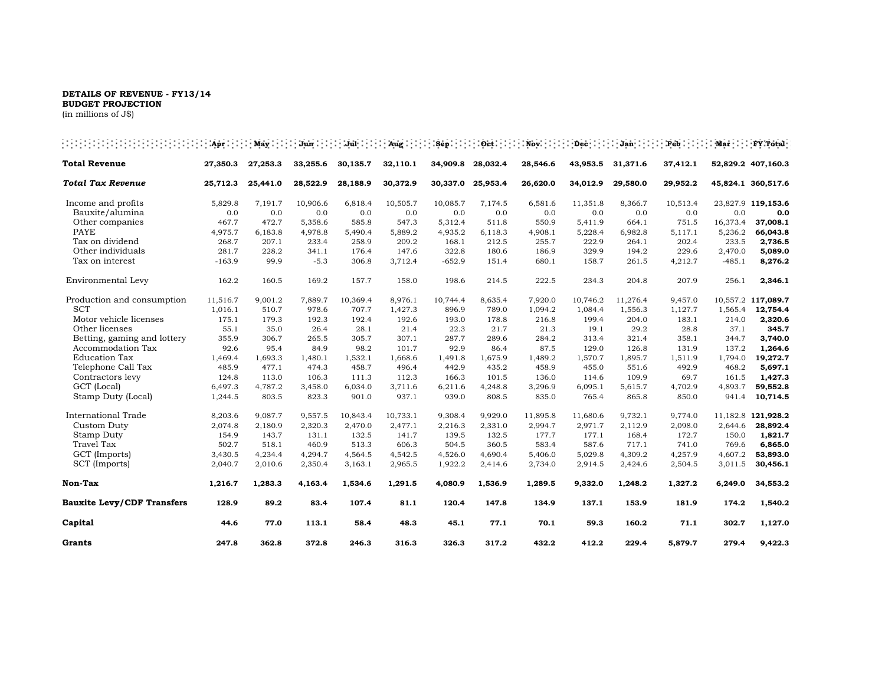**DETAILS OF REVENUE - FY13/14**
**BUDGET PROJECTION**
(in millions of J$)

| | Apr | May | Jun | Jul | Aug | Sep | Oct | Nov | Dec | Jan | Feb | Mar | FY Total |
|---|---|---|---|---|---|---|---|---|---|---|---|---|---|
| **Total Revenue** | **27,350.3** | **27,253.3** | **33,255.6** | **30,135.7** | **32,110.1** | **34,909.8** | **28,032.4** | **28,546.6** | **43,953.5** | **31,371.6** | **37,412.1** | **52,829.2** | **407,160.3** |
| ***Total Tax Revenue*** | **25,712.3** | **25,441.0** | **28,522.9** | **28,188.9** | **30,372.9** | **30,337.0** | **25,953.4** | **26,620.0** | **34,012.9** | **29,580.0** | **29,952.2** | **45,824.1** | **360,517.6** |
| Income and profits | 5,829.8 | 7,191.7 | 10,906.6 | 6,818.4 | 10,505.7 | 10,085.7 | 7,174.5 | 6,581.6 | 11,351.8 | 8,366.7 | 10,513.4 | 23,827.9 | **119,153.6** |
| Bauxite/alumina | 0.0 | 0.0 | 0.0 | 0.0 | 0.0 | 0.0 | 0.0 | 0.0 | 0.0 | 0.0 | 0.0 | 0.0 | **0.0** |
| Other companies | 467.7 | 472.7 | 5,358.6 | 585.8 | 547.3 | 5,312.4 | 511.8 | 550.9 | 5,411.9 | 664.1 | 751.5 | 16,373.4 | **37,008.1** |
| PAYE | 4,975.7 | 6,183.8 | 4,978.8 | 5,490.4 | 5,889.2 | 4,935.2 | 6,118.3 | 4,908.1 | 5,228.4 | 6,982.8 | 5,117.1 | 5,236.2 | **66,043.8** |
| Tax on dividend | 268.7 | 207.1 | 233.4 | 258.9 | 209.2 | 168.1 | 212.5 | 255.7 | 222.9 | 264.1 | 202.4 | 233.5 | **2,736.5** |
| Other individuals | 281.7 | 228.2 | 341.1 | 176.4 | 147.6 | 322.8 | 180.6 | 186.9 | 329.9 | 194.2 | 229.6 | 2,470.0 | **5,089.0** |
| Tax on interest | -163.9 | 99.9 | -5.3 | 306.8 | 3,712.4 | -652.9 | 151.4 | 680.1 | 158.7 | 261.5 | 4,212.7 | -485.1 | **8,276.2** |
| Environmental Levy | 162.2 | 160.5 | 169.2 | 157.7 | 158.0 | 198.6 | 214.5 | 222.5 | 234.3 | 204.8 | 207.9 | 256.1 | **2,346.1** |
| Production and consumption | 11,516.7 | 9,001.2 | 7,889.7 | 10,369.4 | 8,976.1 | 10,744.4 | 8,635.4 | 7,920.0 | 10,746.2 | 11,276.4 | 9,457.0 | 10,557.2 | **117,089.7** |
| SCT | 1,016.1 | 510.7 | 978.6 | 707.7 | 1,427.3 | 896.9 | 789.0 | 1,094.2 | 1,084.4 | 1,556.3 | 1,127.7 | 1,565.4 | **12,754.4** |
| Motor vehicle licenses | 175.1 | 179.3 | 192.3 | 192.4 | 192.6 | 193.0 | 178.8 | 216.8 | 199.4 | 204.0 | 183.1 | 214.0 | **2,320.6** |
| Other licenses | 55.1 | 35.0 | 26.4 | 28.1 | 21.4 | 22.3 | 21.7 | 21.3 | 19.1 | 29.2 | 28.8 | 37.1 | **345.7** |
| Betting, gaming and lottery | 355.9 | 306.7 | 265.5 | 305.7 | 307.1 | 287.7 | 289.6 | 284.2 | 313.4 | 321.4 | 358.1 | 344.7 | **3,740.0** |
| Accommodation Tax | 92.6 | 95.4 | 84.9 | 98.2 | 101.7 | 92.9 | 86.4 | 87.5 | 129.0 | 126.8 | 131.9 | 137.2 | **1,264.6** |
| Education Tax | 1,469.4 | 1,693.3 | 1,480.1 | 1,532.1 | 1,668.6 | 1,491.8 | 1,675.9 | 1,489.2 | 1,570.7 | 1,895.7 | 1,511.9 | 1,794.0 | **19,272.7** |
| Telephone Call Tax | 485.9 | 477.1 | 474.3 | 458.7 | 496.4 | 442.9 | 435.2 | 458.9 | 455.0 | 551.6 | 492.9 | 468.2 | **5,697.1** |
| Contractors levy | 124.8 | 113.0 | 106.3 | 111.3 | 112.3 | 166.3 | 101.5 | 136.0 | 114.6 | 109.9 | 69.7 | 161.5 | **1,427.3** |
| GCT (Local) | 6,497.3 | 4,787.2 | 3,458.0 | 6,034.0 | 3,711.6 | 6,211.6 | 4,248.8 | 3,296.9 | 6,095.1 | 5,615.7 | 4,702.9 | 4,893.7 | **59,552.8** |
| Stamp Duty (Local) | 1,244.5 | 803.5 | 823.3 | 901.0 | 937.1 | 939.0 | 808.5 | 835.0 | 765.4 | 865.8 | 850.0 | 941.4 | **10,714.5** |
| International Trade | 8,203.6 | 9,087.7 | 9,557.5 | 10,843.4 | 10,733.1 | 9,308.4 | 9,929.0 | 11,895.8 | 11,680.6 | 9,732.1 | 9,774.0 | 11,182.8 | **121,928.2** |
| Custom Duty | 2,074.8 | 2,180.9 | 2,320.3 | 2,470.0 | 2,477.1 | 2,216.3 | 2,331.0 | 2,994.7 | 2,971.7 | 2,112.9 | 2,098.0 | 2,644.6 | **28,892.4** |
| Stamp Duty | 154.9 | 143.7 | 131.1 | 132.5 | 141.7 | 139.5 | 132.5 | 177.7 | 177.1 | 168.4 | 172.7 | 150.0 | **1,821.7** |
| Travel Tax | 502.7 | 518.1 | 460.9 | 513.3 | 606.3 | 504.5 | 360.5 | 583.4 | 587.6 | 717.1 | 741.0 | 769.6 | **6,865.0** |
| GCT (Imports) | 3,430.5 | 4,234.4 | 4,294.7 | 4,564.5 | 4,542.5 | 4,526.0 | 4,690.4 | 5,406.0 | 5,029.8 | 4,309.2 | 4,257.9 | 4,607.2 | **53,893.0** |
| SCT (Imports) | 2,040.7 | 2,010.6 | 2,350.4 | 3,163.1 | 2,965.5 | 1,922.2 | 2,414.6 | 2,734.0 | 2,914.5 | 2,424.6 | 2,504.5 | 3,011.5 | **30,456.1** |
| **Non-Tax** | **1,216.7** | **1,283.3** | **4,163.4** | **1,534.6** | **1,291.5** | **4,080.9** | **1,536.9** | **1,289.5** | **9,332.0** | **1,248.2** | **1,327.2** | **6,249.0** | **34,553.2** |
| **Bauxite Levy/CDF Transfers** | **128.9** | **89.2** | **83.4** | **107.4** | **81.1** | **120.4** | **147.8** | **134.9** | **137.1** | **153.9** | **181.9** | **174.2** | **1,540.2** |
| **Capital** | **44.6** | **77.0** | **113.1** | **58.4** | **48.3** | **45.1** | **77.1** | **70.1** | **59.3** | **160.2** | **71.1** | **302.7** | **1,127.0** |
| **Grants** | **247.8** | **362.8** | **372.8** | **246.3** | **316.3** | **326.3** | **317.2** | **432.2** | **412.2** | **229.4** | **5,879.7** | **279.4** | **9,422.3** |